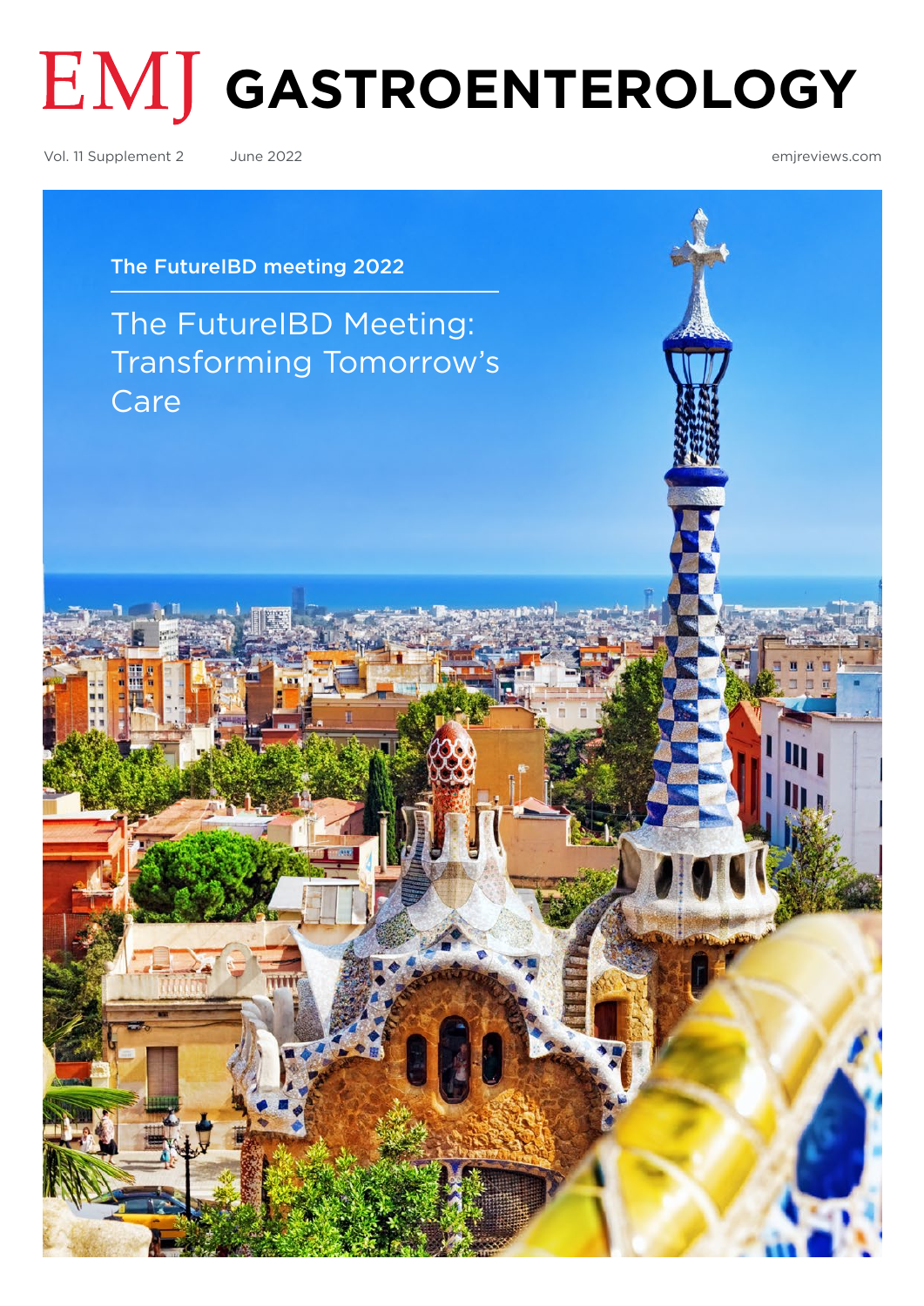# EMJ GASTROENTEROLOGY

Vol. 11 Supplement 2 June 2022 emjreviews.com

The FutureIBD meeting 2022

## The FutureIBD Meeting: Transforming Tomorrow's Care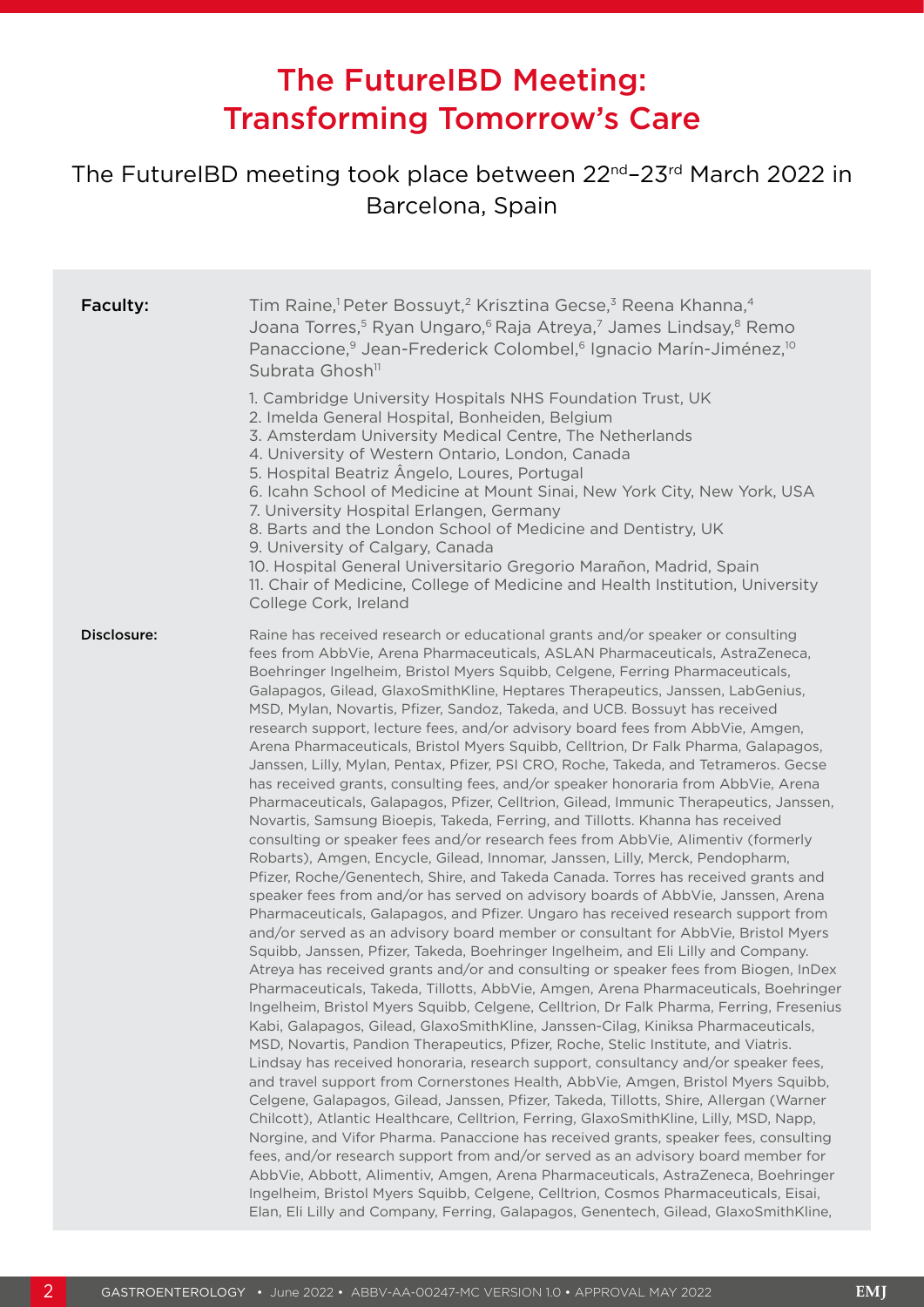# The FutureIBD Meeting: Transforming Tomorrow's Care

The FutureIBD meeting took place between 22nd–23rd March 2022 in Barcelona, Spain

**Faculty:** Tim Raine,[1] Peter Bossuyt,[2] Krisztina Gecse,[3] Reena Khanna,[4] Joana Torres,[5] Ryan Ungaro,[6] Raja Atreya,[7] James Lindsay,[8] Remo Panaccione,[9] Jean-Frederick Colombel,[6] Ignacio Marín-Jiménez,[10] Subrata Ghosh[11]

1. Cambridge University Hospitals NHS Foundation Trust, UK
2. Imelda General Hospital, Bonheiden, Belgium
3. Amsterdam University Medical Centre, The Netherlands
4. University of Western Ontario, London, Canada
5. Hospital Beatriz Ângelo, Loures, Portugal
6. Icahn School of Medicine at Mount Sinai, New York City, New York, USA
7. University Hospital Erlangen, Germany
8. Barts and the London School of Medicine and Dentistry, UK
9. University of Calgary, Canada
10. Hospital General Universitario Gregorio Marañon, Madrid, Spain
11. Chair of Medicine, College of Medicine and Health Institution, University College Cork, Ireland

**Disclosure:** Raine has received research or educational grants and/or speaker or consulting fees from AbbVie, Arena Pharmaceuticals, ASLAN Pharmaceuticals, AstraZeneca, Boehringer Ingelheim, Bristol Myers Squibb, Celgene, Ferring Pharmaceuticals, Galapagos, Gilead, GlaxoSmithKline, Heptares Therapeutics, Janssen, LabGenius, MSD, Mylan, Novartis, Pfizer, Sandoz, Takeda, and UCB. Bossuyt has received research support, lecture fees, and/or advisory board fees from AbbVie, Amgen, Arena Pharmaceuticals, Bristol Myers Squibb, Celltrion, Dr Falk Pharma, Galapagos, Janssen, Lilly, Mylan, Pentax, Pfizer, PSI CRO, Roche, Takeda, and Tetrameros. Gecse has received grants, consulting fees, and/or speaker honoraria from AbbVie, Arena Pharmaceuticals, Galapagos, Pfizer, Celltrion, Gilead, Immunic Therapeutics, Janssen, Novartis, Samsung Bioepis, Takeda, Ferring, and Tillotts. Khanna has received consulting or speaker fees and/or research fees from AbbVie, Alimentiv (formerly Robarts), Amgen, Encycle, Gilead, Innomar, Janssen, Lilly, Merck, Pendopharm, Pfizer, Roche/Genentech, Shire, and Takeda Canada. Torres has received grants and speaker fees from and/or has served on advisory boards of AbbVie, Janssen, Arena Pharmaceuticals, Galapagos, and Pfizer. Ungaro has received research support from and/or served as an advisory board member or consultant for AbbVie, Bristol Myers Squibb, Janssen, Pfizer, Takeda, Boehringer Ingelheim, and Eli Lilly and Company. Atreya has received grants and/or and consulting or speaker fees from Biogen, InDex Pharmaceuticals, Takeda, Tillotts, AbbVie, Amgen, Arena Pharmaceuticals, Boehringer Ingelheim, Bristol Myers Squibb, Celgene, Celltrion, Dr Falk Pharma, Ferring, Fresenius Kabi, Galapagos, Gilead, GlaxoSmithKline, Janssen-Cilag, Kiniksa Pharmaceuticals, MSD, Novartis, Pandion Therapeutics, Pfizer, Roche, Stelic Institute, and Viatris. Lindsay has received honoraria, research support, consultancy and/or speaker fees, and travel support from Cornerstones Health, AbbVie, Amgen, Bristol Myers Squibb, Celgene, Galapagos, Gilead, Janssen, Pfizer, Takeda, Tillotts, Shire, Allergan (Warner Chilcott), Atlantic Healthcare, Celltrion, Ferring, GlaxoSmithKline, Lilly, MSD, Napp, Norgine, and Vifor Pharma. Panaccione has received grants, speaker fees, consulting fees, and/or research support from and/or served as an advisory board member for AbbVie, Abbott, Alimentiv, Amgen, Arena Pharmaceuticals, AstraZeneca, Boehringer Ingelheim, Bristol Myers Squibb, Celgene, Celltrion, Cosmos Pharmaceuticals, Eisai, Elan, Eli Lilly and Company, Ferring, Galapagos, Genentech, Gilead, GlaxoSmithKline,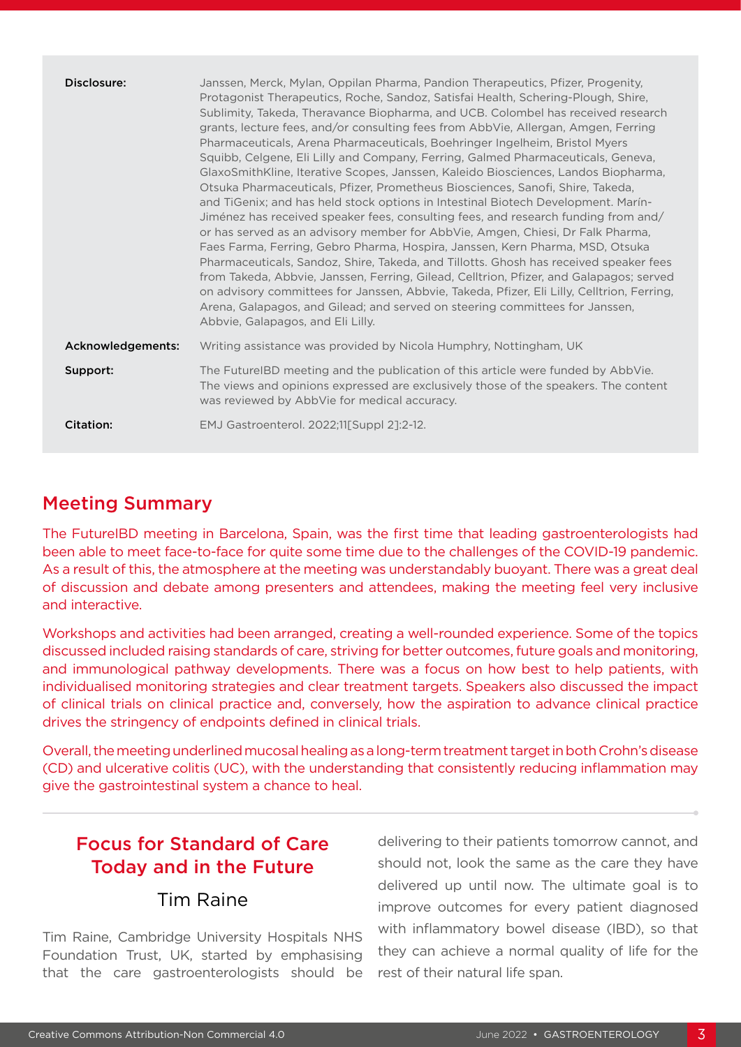| | |
|---|---|
| **Disclosure:** | Janssen, Merck, Mylan, Oppilan Pharma, Pandion Therapeutics, Pfizer, Progenity, Protagonist Therapeutics, Roche, Sandoz, Satisfai Health, Schering-Plough, Shire, Sublimity, Takeda, Theravance Biopharma, and UCB. Colombel has received research grants, lecture fees, and/or consulting fees from AbbVie, Allergan, Amgen, Ferring Pharmaceuticals, Arena Pharmaceuticals, Boehringer Ingelheim, Bristol Myers Squibb, Celgene, Eli Lilly and Company, Ferring, Galmed Pharmaceuticals, Geneva, GlaxoSmithKline, Iterative Scopes, Janssen, Kaleido Biosciences, Landos Biopharma, Otsuka Pharmaceuticals, Pfizer, Prometheus Biosciences, Sanofi, Shire, Takeda, and TiGenix; and has held stock options in Intestinal Biotech Development. Marín-Jiménez has received speaker fees, consulting fees, and research funding from and/or has served as an advisory member for AbbVie, Amgen, Chiesi, Dr Falk Pharma, Faes Farma, Ferring, Gebro Pharma, Hospira, Janssen, Kern Pharma, MSD, Otsuka Pharmaceuticals, Sandoz, Shire, Takeda, and Tillotts. Ghosh has received speaker fees from Takeda, Abbvie, Janssen, Ferring, Gilead, Celltrion, Pfizer, and Galapagos; served on advisory committees for Janssen, Abbvie, Takeda, Pfizer, Eli Lilly, Celltrion, Ferring, Arena, Galapagos, and Gilead; and served on steering committees for Janssen, Abbvie, Galapagos, and Eli Lilly. |
| **Acknowledgements:** | Writing assistance was provided by Nicola Humphry, Nottingham, UK |
| **Support:** | The FutureIBD meeting and the publication of this article were funded by AbbVie. The views and opinions expressed are exclusively those of the speakers. The content was reviewed by AbbVie for medical accuracy. |
| **Citation:** | EMJ Gastroenterol. 2022;11[Suppl 2]:2-12. |

## Meeting Summary

The FutureIBD meeting in Barcelona, Spain, was the first time that leading gastroenterologists had been able to meet face-to-face for quite some time due to the challenges of the COVID-19 pandemic. As a result of this, the atmosphere at the meeting was understandably buoyant. There was a great deal of discussion and debate among presenters and attendees, making the meeting feel very inclusive and interactive.

Workshops and activities had been arranged, creating a well-rounded experience. Some of the topics discussed included raising standards of care, striving for better outcomes, future goals and monitoring, and immunological pathway developments. There was a focus on how best to help patients, with individualised monitoring strategies and clear treatment targets. Speakers also discussed the impact of clinical trials on clinical practice and, conversely, how the aspiration to advance clinical practice drives the stringency of endpoints defined in clinical trials.

Overall, the meeting underlined mucosal healing as a long-term treatment target in both Crohn's disease (CD) and ulcerative colitis (UC), with the understanding that consistently reducing inflammation may give the gastrointestinal system a chance to heal.

## Focus for Standard of Care Today and in the Future

### Tim Raine

Tim Raine, Cambridge University Hospitals NHS Foundation Trust, UK, started by emphasising that the care gastroenterologists should be delivering to their patients tomorrow cannot, and should not, look the same as the care they have delivered up until now. The ultimate goal is to improve outcomes for every patient diagnosed with inflammatory bowel disease (IBD), so that they can achieve a normal quality of life for the rest of their natural life span.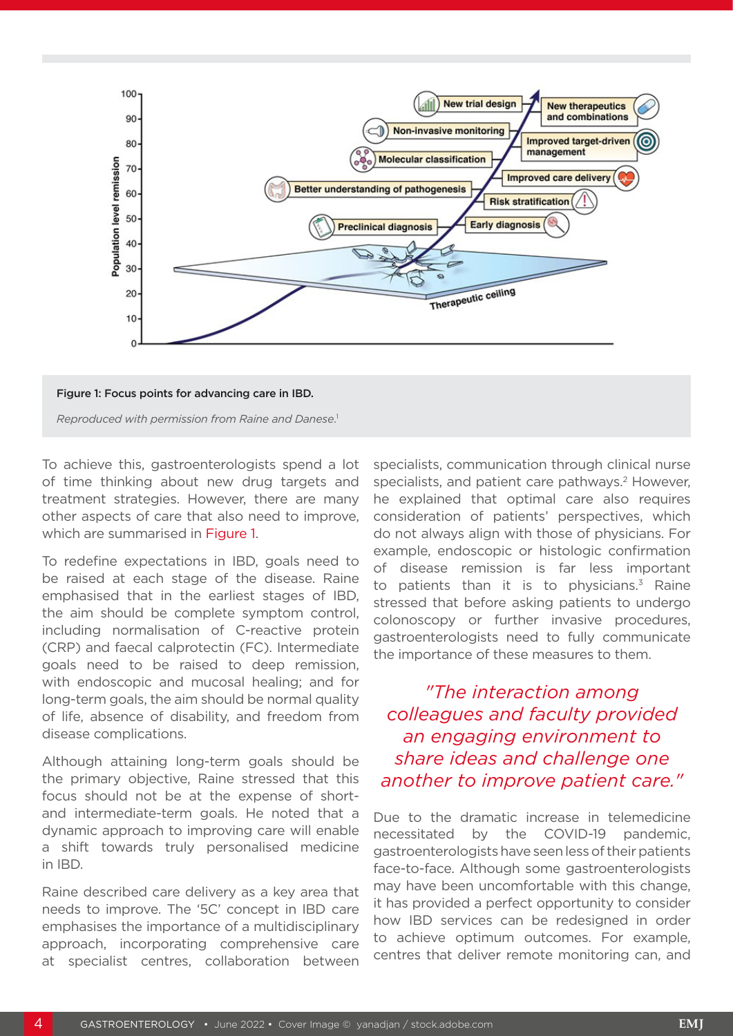Figure 1: Focus points for advancing care in IBD.

*Reproduced with permission from Raine and Danese.[1]*

To achieve this, gastroenterologists spend a lot of time thinking about new drug targets and treatment strategies. However, there are many other aspects of care that also need to improve, which are summarised in Figure 1.

To redefine expectations in IBD, goals need to be raised at each stage of the disease. Raine emphasised that in the earliest stages of IBD, the aim should be complete symptom control, including normalisation of C-reactive protein (CRP) and faecal calprotectin (FC). Intermediate goals need to be raised to deep remission, with endoscopic and mucosal healing; and for long-term goals, the aim should be normal quality of life, absence of disability, and freedom from disease complications.

Although attaining long-term goals should be the primary objective, Raine stressed that this focus should not be at the expense of short- and intermediate-term goals. He noted that a dynamic approach to improving care will enable a shift towards truly personalised medicine in IBD.

Raine described care delivery as a key area that needs to improve. The '5C' concept in IBD care emphasises the importance of a multidisciplinary approach, incorporating comprehensive care at specialist centres, collaboration between specialists, communication through clinical nurse specialists, and patient care pathways.[2] However, he explained that optimal care also requires consideration of patients' perspectives, which do not always align with those of physicians. For example, endoscopic or histologic confirmation of disease remission is far less important to patients than it is to physicians.[3] Raine stressed that before asking patients to undergo colonoscopy or further invasive procedures, gastroenterologists need to fully communicate the importance of these measures to them.

> *"The interaction among colleagues and faculty provided an engaging environment to share ideas and challenge one another to improve patient care."*

Due to the dramatic increase in telemedicine necessitated by the COVID-19 pandemic, gastroenterologists have seen less of their patients face-to-face. Although some gastroenterologists may have been uncomfortable with this change, it has provided a perfect opportunity to consider how IBD services can be redesigned in order to achieve optimum outcomes. For example, centres that deliver remote monitoring can, and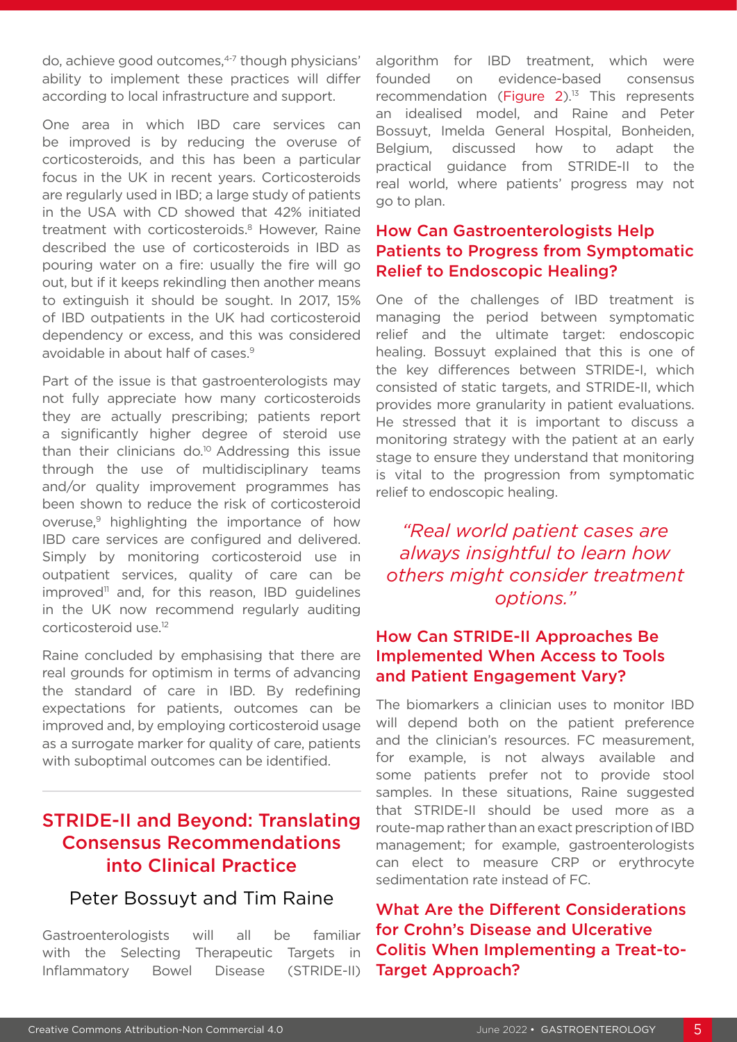do, achieve good outcomes,[4-7] though physicians' ability to implement these practices will differ according to local infrastructure and support.

One area in which IBD care services can be improved is by reducing the overuse of corticosteroids, and this has been a particular focus in the UK in recent years. Corticosteroids are regularly used in IBD; a large study of patients in the USA with CD showed that 42% initiated treatment with corticosteroids.[8] However, Raine described the use of corticosteroids in IBD as pouring water on a fire: usually the fire will go out, but if it keeps rekindling then another means to extinguish it should be sought. In 2017, 15% of IBD outpatients in the UK had corticosteroid dependency or excess, and this was considered avoidable in about half of cases.[9]

Part of the issue is that gastroenterologists may not fully appreciate how many corticosteroids they are actually prescribing; patients report a significantly higher degree of steroid use than their clinicians do.[10] Addressing this issue through the use of multidisciplinary teams and/or quality improvement programmes has been shown to reduce the risk of corticosteroid overuse,[9] highlighting the importance of how IBD care services are configured and delivered. Simply by monitoring corticosteroid use in outpatient services, quality of care can be improved[11] and, for this reason, IBD guidelines in the UK now recommend regularly auditing corticosteroid use.[12]

Raine concluded by emphasising that there are real grounds for optimism in terms of advancing the standard of care in IBD. By redefining expectations for patients, outcomes can be improved and, by employing corticosteroid usage as a surrogate marker for quality of care, patients with suboptimal outcomes can be identified.

## STRIDE-II and Beyond: Translating Consensus Recommendations into Clinical Practice

### Peter Bossuyt and Tim Raine

Gastroenterologists will all be familiar with the Selecting Therapeutic Targets in Inflammatory Bowel Disease (STRIDE-II) algorithm for IBD treatment, which were founded on evidence-based consensus recommendation (Figure 2).[13] This represents an idealised model, and Raine and Peter Bossuyt, Imelda General Hospital, Bonheiden, Belgium, discussed how to adapt the practical guidance from STRIDE-II to the real world, where patients' progress may not go to plan.

### How Can Gastroenterologists Help Patients to Progress from Symptomatic Relief to Endoscopic Healing?

One of the challenges of IBD treatment is managing the period between symptomatic relief and the ultimate target: endoscopic healing. Bossuyt explained that this is one of the key differences between STRIDE-I, which consisted of static targets, and STRIDE-II, which provides more granularity in patient evaluations. He stressed that it is important to discuss a monitoring strategy with the patient at an early stage to ensure they understand that monitoring is vital to the progression from symptomatic relief to endoscopic healing.

> *"Real world patient cases are always insightful to learn how others might consider treatment options."*

### How Can STRIDE-II Approaches Be Implemented When Access to Tools and Patient Engagement Vary?

The biomarkers a clinician uses to monitor IBD will depend both on the patient preference and the clinician's resources. FC measurement, for example, is not always available and some patients prefer not to provide stool samples. In these situations, Raine suggested that STRIDE-II should be used more as a route-map rather than an exact prescription of IBD management; for example, gastroenterologists can elect to measure CRP or erythrocyte sedimentation rate instead of FC.

### What Are the Different Considerations for Crohn's Disease and Ulcerative Colitis When Implementing a Treat-to-Target Approach?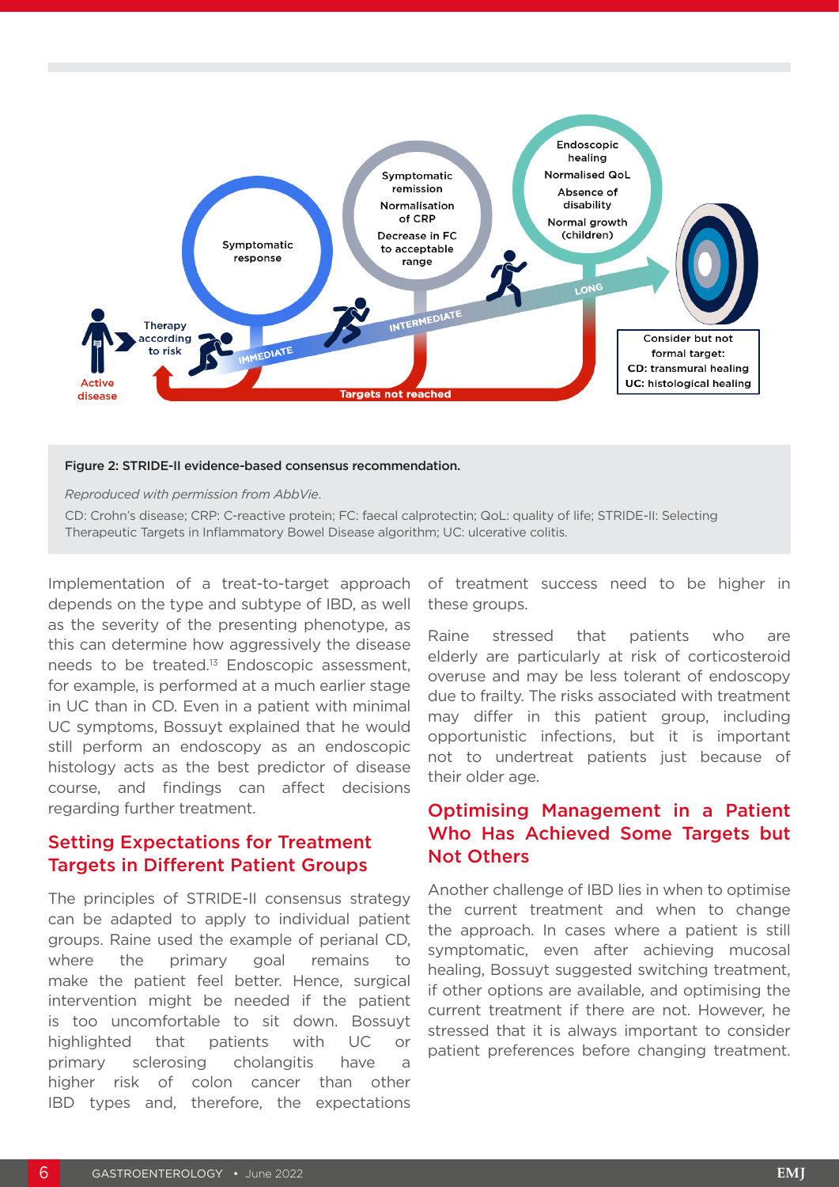Figure 2: STRIDE-II evidence-based consensus recommendation.

*Reproduced with permission from AbbVie.*

CD: Crohn's disease; CRP: C-reactive protein; FC: faecal calprotectin; QoL: quality of life; STRIDE-II: Selecting Therapeutic Targets in Inflammatory Bowel Disease algorithm; UC: ulcerative colitis.

Implementation of a treat-to-target approach depends on the type and subtype of IBD, as well as the severity of the presenting phenotype, as this can determine how aggressively the disease needs to be treated.[13] Endoscopic assessment, for example, is performed at a much earlier stage in UC than in CD. Even in a patient with minimal UC symptoms, Bossuyt explained that he would still perform an endoscopy as an endoscopic histology acts as the best predictor of disease course, and findings can affect decisions regarding further treatment.

## Setting Expectations for Treatment Targets in Different Patient Groups

The principles of STRIDE-II consensus strategy can be adapted to apply to individual patient groups. Raine used the example of perianal CD, where the primary goal remains to make the patient feel better. Hence, surgical intervention might be needed if the patient is too uncomfortable to sit down. Bossuyt highlighted that patients with UC or primary sclerosing cholangitis have a higher risk of colon cancer than other IBD types and, therefore, the expectations of treatment success need to be higher in these groups.

Raine stressed that patients who are elderly are particularly at risk of corticosteroid overuse and may be less tolerant of endoscopy due to frailty. The risks associated with treatment may differ in this patient group, including opportunistic infections, but it is important not to undertreat patients just because of their older age.

## Optimising Management in a Patient Who Has Achieved Some Targets but Not Others

Another challenge of IBD lies in when to optimise the current treatment and when to change the approach. In cases where a patient is still symptomatic, even after achieving mucosal healing, Bossuyt suggested switching treatment, if other options are available, and optimising the current treatment if there are not. However, he stressed that it is always important to consider patient preferences before changing treatment.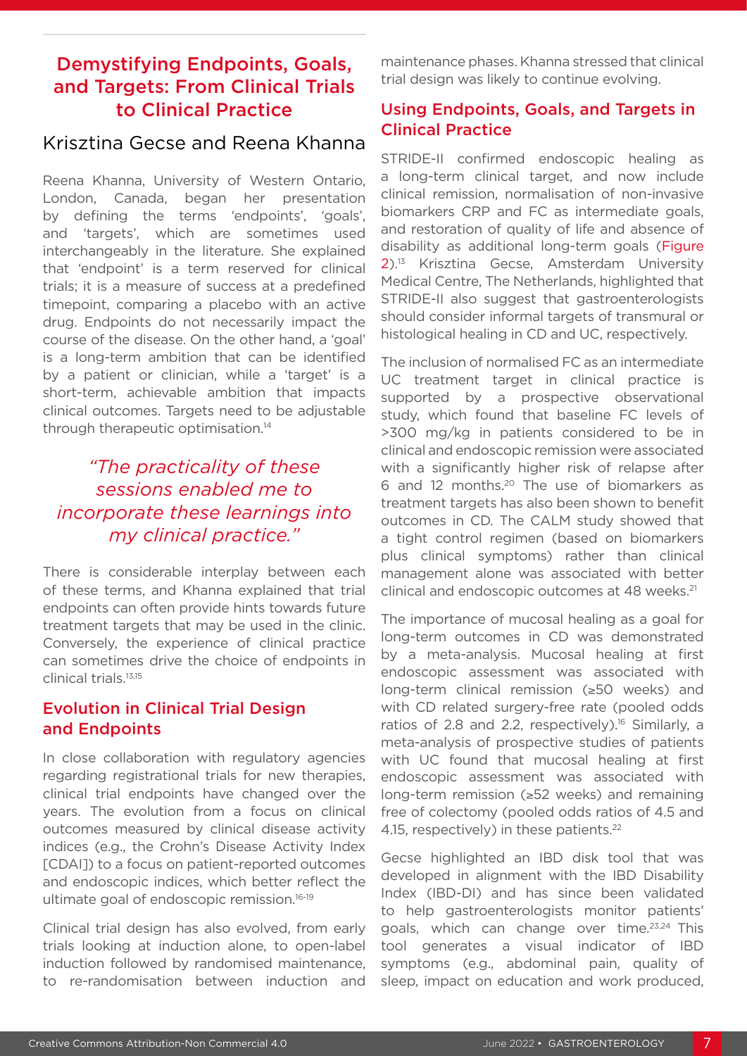## Demystifying Endpoints, Goals, and Targets: From Clinical Trials to Clinical Practice

### Krisztina Gecse and Reena Khanna

Reena Khanna, University of Western Ontario, London, Canada, began her presentation by defining the terms 'endpoints', 'goals', and 'targets', which are sometimes used interchangeably in the literature. She explained that 'endpoint' is a term reserved for clinical trials; it is a measure of success at a predefined timepoint, comparing a placebo with an active drug. Endpoints do not necessarily impact the course of the disease. On the other hand, a 'goal' is a long-term ambition that can be identified by a patient or clinician, while a 'target' is a short-term, achievable ambition that impacts clinical outcomes. Targets need to be adjustable through therapeutic optimisation.[14]

> *"The practicality of these sessions enabled me to incorporate these learnings into my clinical practice."*

There is considerable interplay between each of these terms, and Khanna explained that trial endpoints can often provide hints towards future treatment targets that may be used in the clinic. Conversely, the experience of clinical practice can sometimes drive the choice of endpoints in clinical trials.[13,15]

### Evolution in Clinical Trial Design and Endpoints

In close collaboration with regulatory agencies regarding registrational trials for new therapies, clinical trial endpoints have changed over the years. The evolution from a focus on clinical outcomes measured by clinical disease activity indices (e.g., the Crohn's Disease Activity Index [CDAI]) to a focus on patient-reported outcomes and endoscopic indices, which better reflect the ultimate goal of endoscopic remission.[16-19]

Clinical trial design has also evolved, from early trials looking at induction alone, to open-label induction followed by randomised maintenance, to re-randomisation between induction and maintenance phases. Khanna stressed that clinical trial design was likely to continue evolving.

### Using Endpoints, Goals, and Targets in Clinical Practice

STRIDE-II confirmed endoscopic healing as a long-term clinical target, and now include clinical remission, normalisation of non-invasive biomarkers CRP and FC as intermediate goals, and restoration of quality of life and absence of disability as additional long-term goals (Figure 2).[13] Krisztina Gecse, Amsterdam University Medical Centre, The Netherlands, highlighted that STRIDE-II also suggest that gastroenterologists should consider informal targets of transmural or histological healing in CD and UC, respectively.

The inclusion of normalised FC as an intermediate UC treatment target in clinical practice is supported by a prospective observational study, which found that baseline FC levels of >300 mg/kg in patients considered to be in clinical and endoscopic remission were associated with a significantly higher risk of relapse after 6 and 12 months.[20] The use of biomarkers as treatment targets has also been shown to benefit outcomes in CD. The CALM study showed that a tight control regimen (based on biomarkers plus clinical symptoms) rather than clinical management alone was associated with better clinical and endoscopic outcomes at 48 weeks.[21]

The importance of mucosal healing as a goal for long-term outcomes in CD was demonstrated by a meta-analysis. Mucosal healing at first endoscopic assessment was associated with long-term clinical remission (≥50 weeks) and with CD related surgery-free rate (pooled odds ratios of 2.8 and 2.2, respectively).[16] Similarly, a meta-analysis of prospective studies of patients with UC found that mucosal healing at first endoscopic assessment was associated with long-term remission (≥52 weeks) and remaining free of colectomy (pooled odds ratios of 4.5 and 4.15, respectively) in these patients.[22]

Gecse highlighted an IBD disk tool that was developed in alignment with the IBD Disability Index (IBD-DI) and has since been validated to help gastroenterologists monitor patients' goals, which can change over time.[23,24] This tool generates a visual indicator of IBD symptoms (e.g., abdominal pain, quality of sleep, impact on education and work produced,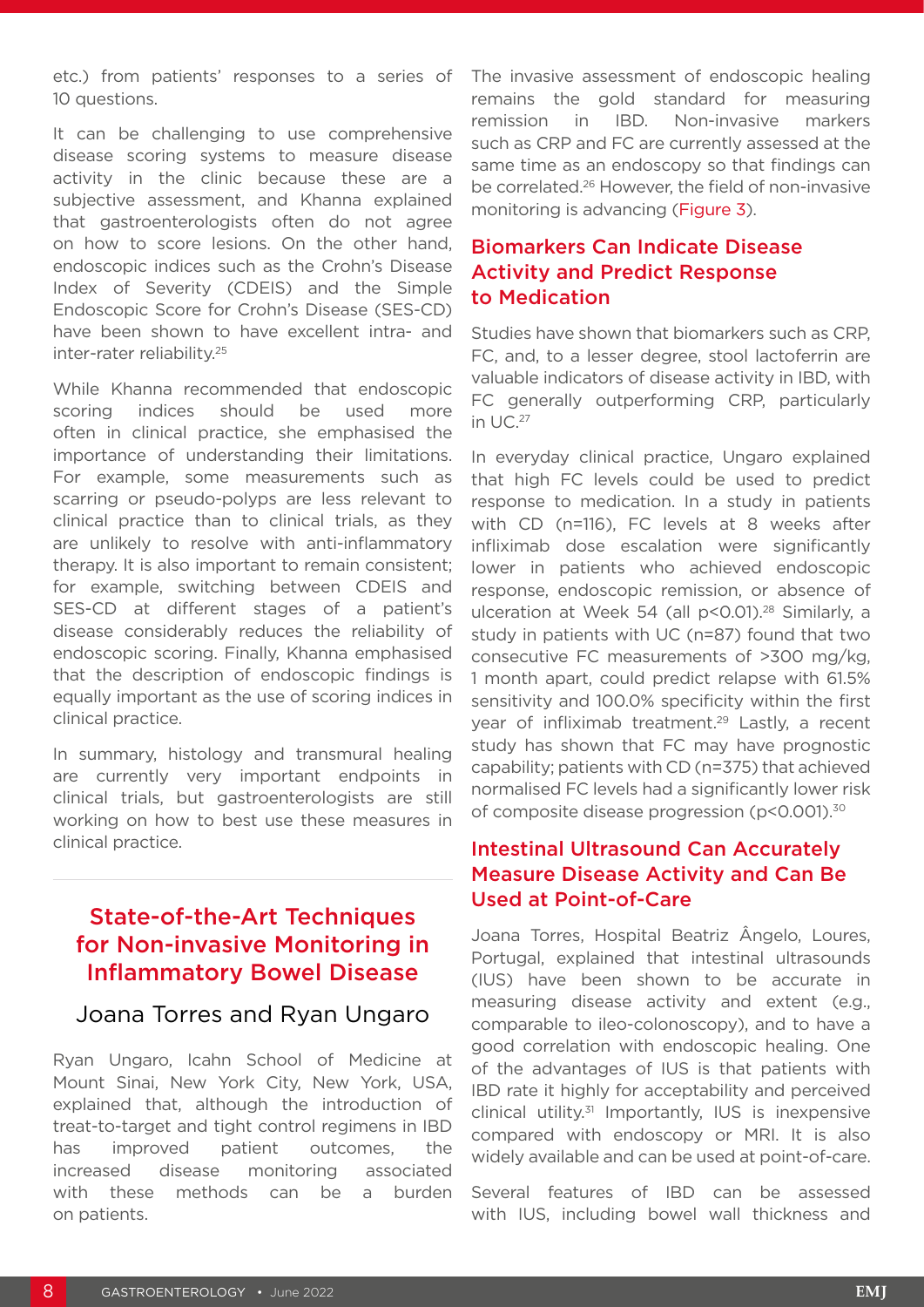etc.) from patients' responses to a series of 10 questions.

It can be challenging to use comprehensive disease scoring systems to measure disease activity in the clinic because these are a subjective assessment, and Khanna explained that gastroenterologists often do not agree on how to score lesions. On the other hand, endoscopic indices such as the Crohn's Disease Index of Severity (CDEIS) and the Simple Endoscopic Score for Crohn's Disease (SES-CD) have been shown to have excellent intra- and inter-rater reliability.[25]

While Khanna recommended that endoscopic scoring indices should be used more often in clinical practice, she emphasised the importance of understanding their limitations. For example, some measurements such as scarring or pseudo-polyps are less relevant to clinical practice than to clinical trials, as they are unlikely to resolve with anti-inflammatory therapy. It is also important to remain consistent; for example, switching between CDEIS and SES-CD at different stages of a patient's disease considerably reduces the reliability of endoscopic scoring. Finally, Khanna emphasised that the description of endoscopic findings is equally important as the use of scoring indices in clinical practice.

In summary, histology and transmural healing are currently very important endpoints in clinical trials, but gastroenterologists are still working on how to best use these measures in clinical practice.

## State-of-the-Art Techniques for Non-invasive Monitoring in Inflammatory Bowel Disease

### Joana Torres and Ryan Ungaro

Ryan Ungaro, Icahn School of Medicine at Mount Sinai, New York City, New York, USA, explained that, although the introduction of treat-to-target and tight control regimens in IBD has improved patient outcomes, the increased disease monitoring associated with these methods can be a burden on patients.

The invasive assessment of endoscopic healing remains the gold standard for measuring remission in IBD. Non-invasive markers such as CRP and FC are currently assessed at the same time as an endoscopy so that findings can be correlated.[26] However, the field of non-invasive monitoring is advancing (Figure 3).

### Biomarkers Can Indicate Disease Activity and Predict Response to Medication

Studies have shown that biomarkers such as CRP, FC, and, to a lesser degree, stool lactoferrin are valuable indicators of disease activity in IBD, with FC generally outperforming CRP, particularly in UC.[27]

In everyday clinical practice, Ungaro explained that high FC levels could be used to predict response to medication. In a study in patients with CD (n=116), FC levels at 8 weeks after infliximab dose escalation were significantly lower in patients who achieved endoscopic response, endoscopic remission, or absence of ulceration at Week 54 (all $p<0.01$).[28] Similarly, a study in patients with UC (n=87) found that two consecutive FC measurements of >300 mg/kg, 1 month apart, could predict relapse with 61.5% sensitivity and 100.0% specificity within the first year of infliximab treatment.[29] Lastly, a recent study has shown that FC may have prognostic capability; patients with CD (n=375) that achieved normalised FC levels had a significantly lower risk of composite disease progression ($p<0.001$).[30]

### Intestinal Ultrasound Can Accurately Measure Disease Activity and Can Be Used at Point-of-Care

Joana Torres, Hospital Beatriz Ângelo, Loures, Portugal, explained that intestinal ultrasounds (IUS) have been shown to be accurate in measuring disease activity and extent (e.g., comparable to ileo-colonoscopy), and to have a good correlation with endoscopic healing. One of the advantages of IUS is that patients with IBD rate it highly for acceptability and perceived clinical utility.[31] Importantly, IUS is inexpensive compared with endoscopy or MRI. It is also widely available and can be used at point-of-care.

Several features of IBD can be assessed with IUS, including bowel wall thickness and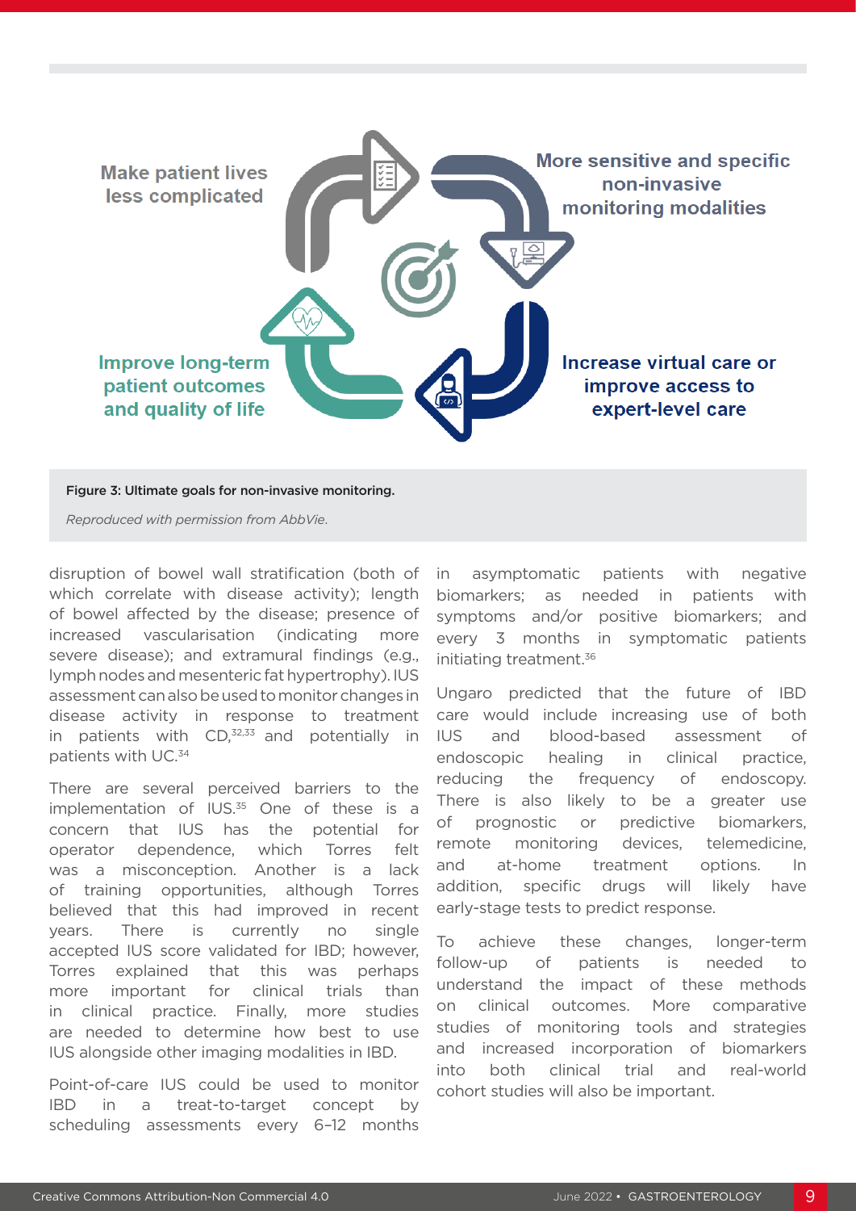Make patient lives less complicated

More sensitive and specific non-invasive monitoring modalities

Increase virtual care or improve access to expert-level care

Improve long-term patient outcomes and quality of life

**Figure 3: Ultimate goals for non-invasive monitoring.**

*Reproduced with permission from AbbVie.*

disruption of bowel wall stratification (both of which correlate with disease activity); length of bowel affected by the disease; presence of increased vascularisation (indicating more severe disease); and extramural findings (e.g., lymph nodes and mesenteric fat hypertrophy). IUS assessment can also be used to monitor changes in disease activity in response to treatment in patients with CD,[32,33] and potentially in patients with UC.[34]

There are several perceived barriers to the implementation of IUS.[35] One of these is a concern that IUS has the potential for operator dependence, which Torres felt was a misconception. Another is a lack of training opportunities, although Torres believed that this had improved in recent years. There is currently no single accepted IUS score validated for IBD; however, Torres explained that this was perhaps more important for clinical trials than in clinical practice. Finally, more studies are needed to determine how best to use IUS alongside other imaging modalities in IBD.

Point-of-care IUS could be used to monitor IBD in a treat-to-target concept by scheduling assessments every 6–12 months in asymptomatic patients with negative biomarkers; as needed in patients with symptoms and/or positive biomarkers; and every 3 months in symptomatic patients initiating treatment.[36]

Ungaro predicted that the future of IBD care would include increasing use of both IUS and blood-based assessment of endoscopic healing in clinical practice, reducing the frequency of endoscopy. There is also likely to be a greater use of prognostic or predictive biomarkers, remote monitoring devices, telemedicine, and at-home treatment options. In addition, specific drugs will likely have early-stage tests to predict response.

To achieve these changes, longer-term follow-up of patients is needed to understand the impact of these methods on clinical outcomes. More comparative studies of monitoring tools and strategies and increased incorporation of biomarkers into both clinical trial and real-world cohort studies will also be important.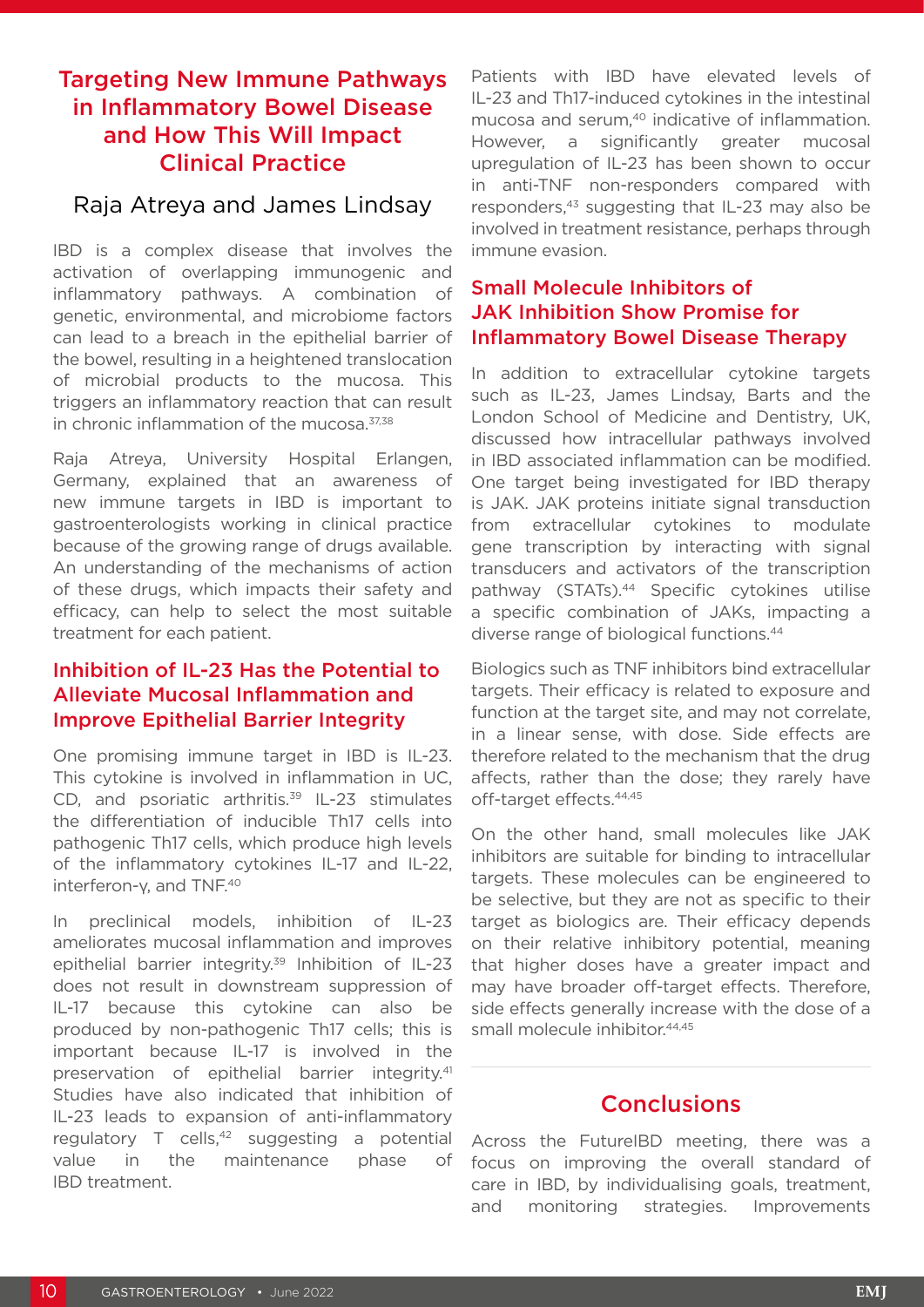## Targeting New Immune Pathways in Inflammatory Bowel Disease and How This Will Impact Clinical Practice

### Raja Atreya and James Lindsay

IBD is a complex disease that involves the activation of overlapping immunogenic and inflammatory pathways. A combination of genetic, environmental, and microbiome factors can lead to a breach in the epithelial barrier of the bowel, resulting in a heightened translocation of microbial products to the mucosa. This triggers an inflammatory reaction that can result in chronic inflammation of the mucosa.[37,38]

Raja Atreya, University Hospital Erlangen, Germany, explained that an awareness of new immune targets in IBD is important to gastroenterologists working in clinical practice because of the growing range of drugs available. An understanding of the mechanisms of action of these drugs, which impacts their safety and efficacy, can help to select the most suitable treatment for each patient.

### Inhibition of IL-23 Has the Potential to Alleviate Mucosal Inflammation and Improve Epithelial Barrier Integrity

One promising immune target in IBD is IL-23. This cytokine is involved in inflammation in UC, CD, and psoriatic arthritis.[39] IL-23 stimulates the differentiation of inducible Th17 cells into pathogenic Th17 cells, which produce high levels of the inflammatory cytokines IL-17 and IL-22, interferon-γ, and TNF.[40]

In preclinical models, inhibition of IL-23 ameliorates mucosal inflammation and improves epithelial barrier integrity.[39] Inhibition of IL-23 does not result in downstream suppression of IL-17 because this cytokine can also be produced by non-pathogenic Th17 cells; this is important because IL-17 is involved in the preservation of epithelial barrier integrity.[41] Studies have also indicated that inhibition of IL-23 leads to expansion of anti-inflammatory regulatory T cells,[42] suggesting a potential value in the maintenance phase of IBD treatment.

Patients with IBD have elevated levels of IL-23 and Th17-induced cytokines in the intestinal mucosa and serum,[40] indicative of inflammation. However, a significantly greater mucosal upregulation of IL-23 has been shown to occur in anti-TNF non-responders compared with responders,[43] suggesting that IL-23 may also be involved in treatment resistance, perhaps through immune evasion.

### Small Molecule Inhibitors of JAK Inhibition Show Promise for Inflammatory Bowel Disease Therapy

In addition to extracellular cytokine targets such as IL-23, James Lindsay, Barts and the London School of Medicine and Dentistry, UK, discussed how intracellular pathways involved in IBD associated inflammation can be modified. One target being investigated for IBD therapy is JAK. JAK proteins initiate signal transduction from extracellular cytokines to modulate gene transcription by interacting with signal transducers and activators of the transcription pathway (STATs).[44] Specific cytokines utilise a specific combination of JAKs, impacting a diverse range of biological functions.[44]

Biologics such as TNF inhibitors bind extracellular targets. Their efficacy is related to exposure and function at the target site, and may not correlate, in a linear sense, with dose. Side effects are therefore related to the mechanism that the drug affects, rather than the dose; they rarely have off-target effects.[44,45]

On the other hand, small molecules like JAK inhibitors are suitable for binding to intracellular targets. These molecules can be engineered to be selective, but they are not as specific to their target as biologics are. Their efficacy depends on their relative inhibitory potential, meaning that higher doses have a greater impact and may have broader off-target effects. Therefore, side effects generally increase with the dose of a small molecule inhibitor.[44,45]

## Conclusions

Across the FutureIBD meeting, there was a focus on improving the overall standard of care in IBD, by individualising goals, treatment, and monitoring strategies. Improvements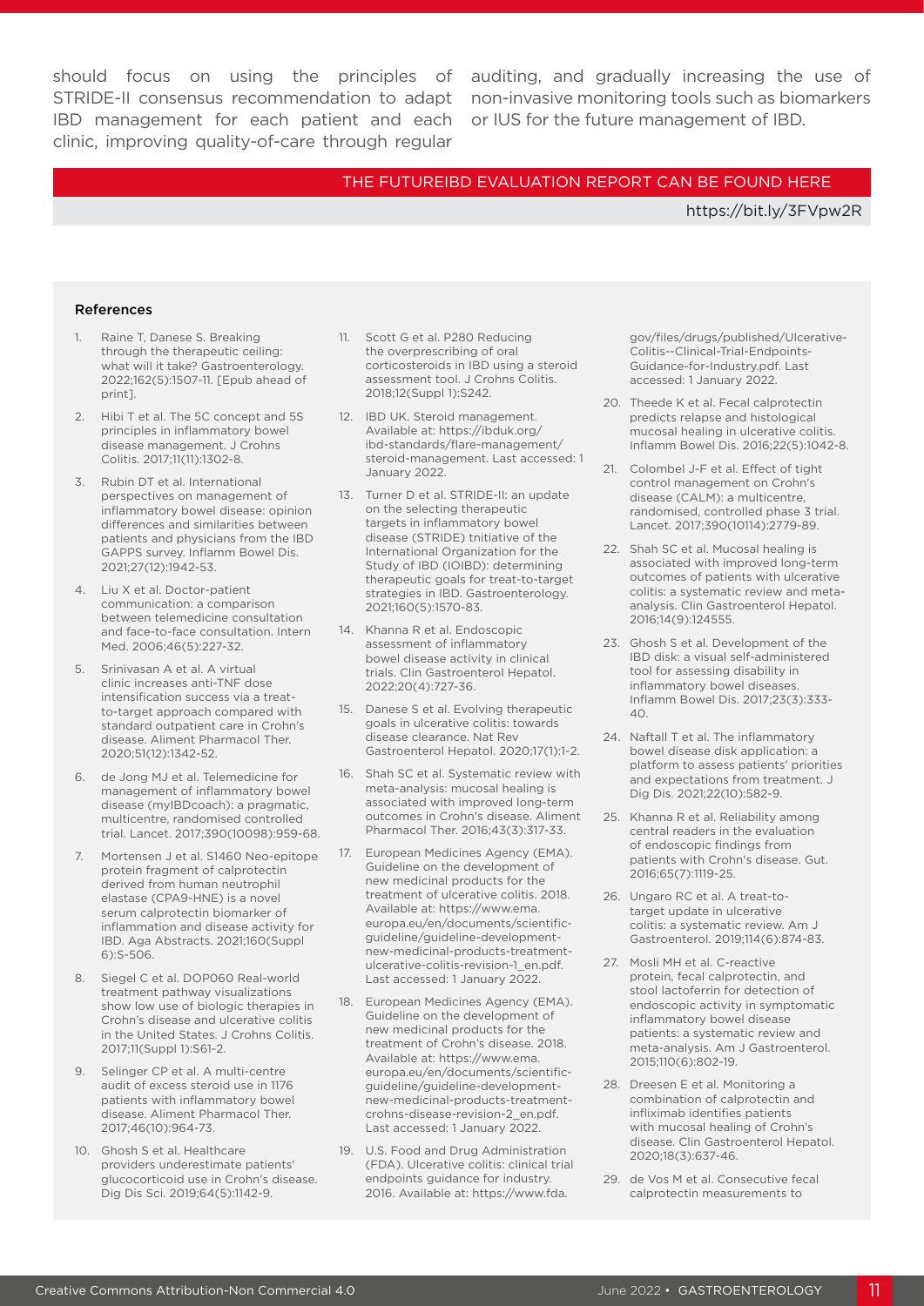should focus on using the principles of STRIDE-II consensus recommendation to adapt IBD management for each patient and each clinic, improving quality-of-care through regular auditing, and gradually increasing the use of non-invasive monitoring tools such as biomarkers or IUS for the future management of IBD.

THE FUTUREIBD EVALUATION REPORT CAN BE FOUND HERE

https://bit.ly/3FVpw2R

#### References

1. Raine T, Danese S. Breaking through the therapeutic ceiling: what will it take? Gastroenterology. 2022;162(5):1507-11. [Epub ahead of print].
2. Hibi T et al. The 5C concept and 5S principles in inflammatory bowel disease management. J Crohns Colitis. 2017;11(11):1302-8.
3. Rubin DT et al. International perspectives on management of inflammatory bowel disease: opinion differences and similarities between patients and physicians from the IBD GAPPS survey. Inflamm Bowel Dis. 2021;27(12):1942-53.
4. Liu X et al. Doctor-patient communication: a comparison between telemedicine consultation and face-to-face consultation. Intern Med. 2006;46(5):227-32.
5. Srinivasan A et al. A virtual clinic increases anti-TNF dose intensification success via a treat-to-target approach compared with standard outpatient care in Crohn's disease. Aliment Pharmacol Ther. 2020;51(12):1342-52.
6. de Jong MJ et al. Telemedicine for management of inflammatory bowel disease (myIBDcoach): a pragmatic, multicentre, randomised controlled trial. Lancet. 2017;390(10098):959-68.
7. Mortensen J et al. S1460 Neo-epitope protein fragment of calprotectin derived from human neutrophil elastase (CPA9-HNE) is a novel serum calprotectin biomarker of inflammation and disease activity for IBD. Aga Abstracts. 2021;160(Suppl 6):S-506.
8. Siegel C et al. DOP060 Real-world treatment pathway visualizations show low use of biologic therapies in Crohn's disease and ulcerative colitis in the United States. J Crohns Colitis. 2017;11(Suppl 1):S61-2.
9. Selinger CP et al. A multi-centre audit of excess steroid use in 1176 patients with inflammatory bowel disease. Aliment Pharmacol Ther. 2017;46(10):964-73.
10. Ghosh S et al. Healthcare providers underestimate patients' glucocorticoid use in Crohn's disease. Dig Dis Sci. 2019;64(5):1142-9.
11. Scott G et al. P280 Reducing the overprescribing of oral corticosteroids in IBD using a steroid assessment tool. J Crohns Colitis. 2018;12(Suppl 1):S242.
12. IBD UK. Steroid management. Available at: https://ibduk.org/ibd-standards/flare-management/steroid-management. Last accessed: 1 January 2022.
13. Turner D et al. STRIDE-II: an update on the selecting therapeutic targets in inflammatory bowel disease (STRIDE) Initiative of the International Organization for the Study of IBD (IOIBD): determining therapeutic goals for treat-to-target strategies in IBD. Gastroenterology. 2021;160(5):1570-83.
14. Khanna R et al. Endoscopic assessment of inflammatory bowel disease activity in clinical trials. Clin Gastroenterol Hepatol. 2022;20(4):727-36.
15. Danese S et al. Evolving therapeutic goals in ulcerative colitis: towards disease clearance. Nat Rev Gastroenterol Hepatol. 2020;17(1):1-2.
16. Shah SC et al. Systematic review with meta-analysis: mucosal healing is associated with improved long-term outcomes in Crohn's disease. Aliment Pharmacol Ther. 2016;43(3):317-33.
17. European Medicines Agency (EMA). Guideline on the development of new medicinal products for the treatment of ulcerative colitis. 2018. Available at: https://www.ema.europa.eu/en/documents/scientific-guideline/guideline-development-new-medicinal-products-treatment-ulcerative-colitis-revision-1_en.pdf. Last accessed: 1 January 2022.
18. European Medicines Agency (EMA). Guideline on the development of new medicinal products for the treatment of Crohn's disease. 2018. Available at: https://www.ema.europa.eu/en/documents/scientific-guideline/guideline-development-new-medicinal-products-treatment-crohns-disease-revision-2_en.pdf. Last accessed: 1 January 2022.
19. U.S. Food and Drug Administration (FDA). Ulcerative colitis: clinical trial endpoints guidance for industry. 2016. Available at: https://www.fda.gov/files/drugs/published/Ulcerative-Colitis--Clinical-Trial-Endpoints-Guidance-for-Industry.pdf. Last accessed: 1 January 2022.
20. Theede K et al. Fecal calprotectin predicts relapse and histological mucosal healing in ulcerative colitis. Inflamm Bowel Dis. 2016;22(5):1042-8.
21. Colombel J-F et al. Effect of tight control management on Crohn's disease (CALM): a multicentre, randomised, controlled phase 3 trial. Lancet. 2017;390(10114):2779-89.
22. Shah SC et al. Mucosal healing is associated with improved long-term outcomes of patients with ulcerative colitis: a systematic review and meta-analysis. Clin Gastroenterol Hepatol. 2016;14(9):124555.
23. Ghosh S et al. Development of the IBD disk: a visual self-administered tool for assessing disability in inflammatory bowel diseases. Inflamm Bowel Dis. 2017;23(3):333-40.
24. Naftall T et al. The inflammatory bowel disease disk application: a platform to assess patients' priorities and expectations from treatment. J Dig Dis. 2021;22(10):582-9.
25. Khanna R et al. Reliability among central readers in the evaluation of endoscopic findings from patients with Crohn's disease. Gut. 2016;65(7):1119-25.
26. Ungaro RC et al. A treat-to-target update in ulcerative colitis: a systematic review. Am J Gastroenterol. 2019;114(6):874-83.
27. Mosli MH et al. C-reactive protein, fecal calprotectin, and stool lactoferrin for detection of endoscopic activity in symptomatic inflammatory bowel disease patients: a systematic review and meta-analysis. Am J Gastroenterol. 2015;110(6):802-19.
28. Dreesen E et al. Monitoring a combination of calprotectin and infliximab identifies patients with mucosal healing of Crohn's disease. Clin Gastroenterol Hepatol. 2020;18(3):637-46.
29. de Vos M et al. Consecutive fecal calprotectin measurements to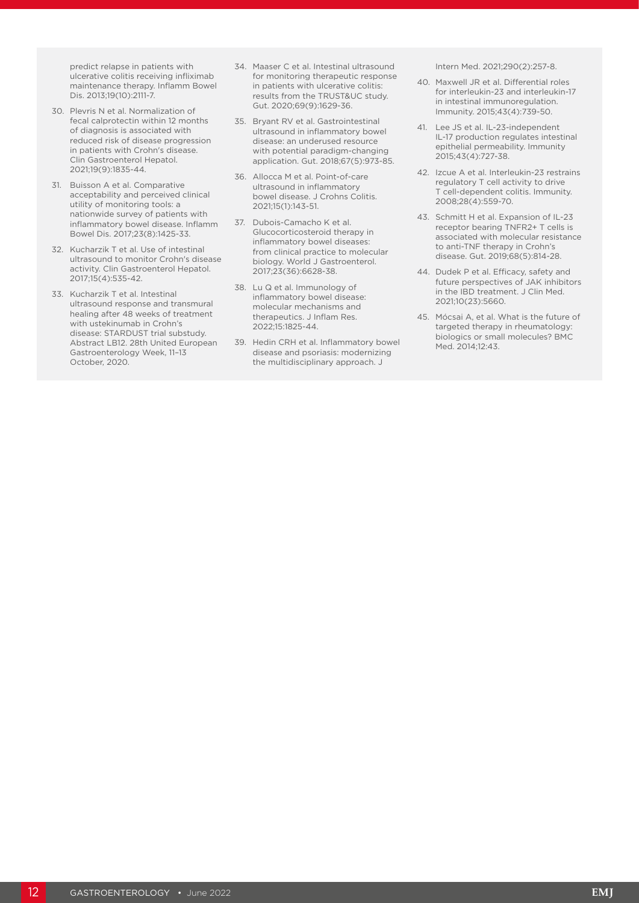predict relapse in patients with ulcerative colitis receiving infliximab maintenance therapy. Inflamm Bowel Dis. 2013;19(10):2111-7.

30. Plevris N et al. Normalization of fecal calprotectin within 12 months of diagnosis is associated with reduced risk of disease progression in patients with Crohn's disease. Clin Gastroenterol Hepatol. 2021;19(9):1835-44.

31. Buisson A et al. Comparative acceptability and perceived clinical utility of monitoring tools: a nationwide survey of patients with inflammatory bowel disease. Inflamm Bowel Dis. 2017;23(8):1425-33.

32. Kucharzik T et al. Use of intestinal ultrasound to monitor Crohn's disease activity. Clin Gastroenterol Hepatol. 2017;15(4):535-42.

33. Kucharzik T et al. Intestinal ultrasound response and transmural healing after 48 weeks of treatment with ustekinumab in Crohn's disease: STARDUST trial substudy. Abstract LB12. 28th United European Gastroenterology Week, 11–13 October, 2020.

34. Maaser C et al. Intestinal ultrasound for monitoring therapeutic response in patients with ulcerative colitis: results from the TRUST&UC study. Gut. 2020;69(9):1629-36.

35. Bryant RV et al. Gastrointestinal ultrasound in inflammatory bowel disease: an underused resource with potential paradigm-changing application. Gut. 2018;67(5):973-85.

36. Allocca M et al. Point-of-care ultrasound in inflammatory bowel disease. J Crohns Colitis. 2021;15(1):143-51.

37. Dubois-Camacho K et al. Glucocorticosteroid therapy in inflammatory bowel diseases: from clinical practice to molecular biology. World J Gastroenterol. 2017;23(36):6628-38.

38. Lu Q et al. Immunology of inflammatory bowel disease: molecular mechanisms and therapeutics. J Inflam Res. 2022;15:1825-44.

39. Hedin CRH et al. Inflammatory bowel disease and psoriasis: modernizing the multidisciplinary approach. J Intern Med. 2021;290(2):257-8.

40. Maxwell JR et al. Differential roles for interleukin-23 and interleukin-17 in intestinal immunoregulation. Immunity. 2015;43(4):739-50.

41. Lee JS et al. IL-23-independent IL-17 production regulates intestinal epithelial permeability. Immunity 2015;43(4):727-38.

42. Izcue A et al. Interleukin-23 restrains regulatory T cell activity to drive T cell-dependent colitis. Immunity. 2008;28(4):559-70.

43. Schmitt H et al. Expansion of IL-23 receptor bearing TNFR2+ T cells is associated with molecular resistance to anti-TNF therapy in Crohn's disease. Gut. 2019;68(5):814-28.

44. Dudek P et al. Efficacy, safety and future perspectives of JAK inhibitors in the IBD treatment. J Clin Med. 2021;10(23):5660.

45. Mócsai A, et al. What is the future of targeted therapy in rheumatology: biologics or small molecules? BMC Med. 2014;12:43.